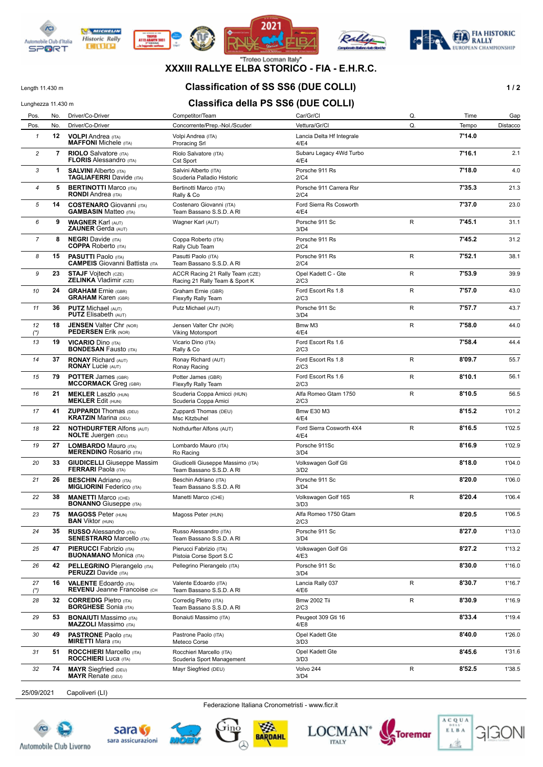"Trofeo Locman Italy"

# XXXIII RALLYE ELBA STORICO - FIA - E.H.R.C.

Length 11.430 m

Lunghezza 11.430 m

## Classification of SS SS6 (DUE COLLI)

## Classifica della PS SS6 (DUE COLLI)

| Pos. | No. | Driver/Co-Driver | Competitor/Team | Car/Gr/Cl | Q. | Time | Gap |
|---|---|---|---|---|---|---|---|
| Pos. | No. | Driver/Co-Driver | Concorrente/Prep.-Nol./Scuder | Vettura/Gr/Cl | Q. | Tempo | Distacco |
| 1 | 12 | **VOLPI** Andrea (ITA) **MAFFONI** Michele (ITA) | Volpi Andrea (ITA) Proracing Srl | Lancia Delta Hf Integrale 4/E4 | | **7'14.0** | |
| 2 | 7 | **RIOLO** Salvatore (ITA) **FLORIS** Alessandro (ITA) | Riolo Salvatore (ITA) Cst Sport | Subaru Legacy 4Wd Turbo 4/E4 | | **7'16.1** | 2.1 |
| 3 | 1 | **SALVINI** Alberto (ITA) **TAGLIAFERRI** Davide (ITA) | Salvini Alberto (ITA) Scuderia Palladio Historic | Porsche 911 Rs 2/C4 | | **7'18.0** | 4.0 |
| 4 | 5 | **BERTINOTTI** Marco (ITA) **RONDI** Andrea (ITA) | Bertinotti Marco (ITA) Rally & Co | Porsche 911 Carrera Rsr 2/C4 | | **7'35.3** | 21.3 |
| 5 | 14 | **COSTENARO** Giovanni (ITA) **GAMBASIN** Matteo (ITA) | Costenaro Giovanni (ITA) Team Bassano S.S.D. A Rl | Ford Sierra Rs Cosworth 4/E4 | | **7'37.0** | 23.0 |
| 6 | 9 | **WAGNER** Karl (AUT) **ZAUNER** Gerda (AUT) | Wagner Karl (AUT) | Porsche 911 Sc 3/D4 | R | **7'45.1** | 31.1 |
| 7 | 8 | **NEGRI** Davide (ITA) **COPPA** Roberto (ITA) | Coppa Roberto (ITA) Rally Club Team | Porsche 911 Rs 2/C4 | | **7'45.2** | 31.2 |
| 8 | 15 | **PASUTTI** Paolo (ITA) **CAMPEIS** Giovanni Battista (ITA) | Pasutti Paolo (ITA) Team Bassano S.S.D. A Rl | Porsche 911 Rs 2/C4 | R | **7'52.1** | 38.1 |
| 9 | 23 | **STAJF** Vojtech (CZE) **ZELINKA** Vladimir (CZE) | ACCR Racing 21 Rally Team (CZE) Racing 21 Rally Team & Sport K | Opel Kadett C - Gte 2/C3 | R | **7'53.9** | 39.9 |
| 10 | 24 | **GRAHAM** Ernie (GBR) **GRAHAM** Karen (GBR) | Graham Ernie (GBR) Flexyfly Rally Team | Ford Escort Rs 1.8 2/C3 | R | **7'57.0** | 43.0 |
| 11 | 36 | **PUTZ** Michael (AUT) **PUTZ** Elisabeth (AUT) | Putz Michael (AUT) | Porsche 911 Sc 3/D4 | R | **7'57.7** | 43.7 |
| 12 (*) | 18 | **JENSEN** Valter Chr (NOR) **PEDERSEN** Erik (NOR) | Jensen Valter Chr (NOR) Viking Motorsport | Bmw M3 4/E4 | R | **7'58.0** | 44.0 |
| 13 | 19 | **VICARIO** Dino (ITA) **BONDESAN** Fausto (ITA) | Vicario Dino (ITA) Rally & Co | Ford Escort Rs 1.6 2/C3 | | **7'58.4** | 44.4 |
| 14 | 37 | **RONAY** Richard (AUT) **RONAY** Lucie (AUT) | Ronay Richard (AUT) Ronay Racing | Ford Escort Rs 1.8 2/C3 | R | **8'09.7** | 55.7 |
| 15 | 79 | **POTTER** James (GBR) **MCCORMACK** Greg (GBR) | Potter James (GBR) Flexyfly Rally Team | Ford Escort Rs 1.6 2/C3 | R | **8'10.1** | 56.1 |
| 16 | 21 | **MEKLER** Laszlo (HUN) **MEKLER** Edit (HUN) | Scuderia Coppa Amicci (HUN) Scuderia Coppa Amici | Alfa Romeo Gtam 1750 2/C3 | R | **8'10.5** | 56.5 |
| 17 | 41 | **ZUPPARDI** Thomas (DEU) **KRATZIN** Marina (DEU) | Zuppardi Thomas (DEU) Msc Kitzbuhel | Bmw E30 M3 4/E4 | | **8'15.2** | 1'01.2 |
| 18 | 22 | **NOTHDURFTER** Alfons (AUT) **NOLTE** Juergen (DEU) | Nothdurfter Alfons (AUT) | Ford Sierra Cosworth 4X4 4/E4 | R | **8'16.5** | 1'02.5 |
| 19 | 27 | **LOMBARDO** Mauro (ITA) **MERENDINO** Rosario (ITA) | Lombardo Mauro (ITA) Ro Racing | Porsche 911Sc 3/D4 | | **8'16.9** | 1'02.9 |
| 20 | 33 | **GIUDICELLI** Giuseppe Massim **FERRARI** Paola (ITA) | Giudicelli Giuseppe Massimo (ITA) Team Bassano S.S.D. A Rl | Volkswagen Golf Gti 3/D2 | | **8'18.0** | 1'04.0 |
| 21 | 26 | **BESCHIN** Adriano (ITA) **MIGLIORINI** Federico (ITA) | Beschin Adriano (ITA) Team Bassano S.S.D. A Rl | Porsche 911 Sc 3/D4 | | **8'20.0** | 1'06.0 |
| 22 | 38 | **MANETTI** Marco (CHE) **BONANNO** Giuseppe (ITA) | Manetti Marco (CHE) | Volkswagen Golf 16S 3/D3 | R | **8'20.4** | 1'06.4 |
| 23 | 75 | **MAGOSS** Peter (HUN) **BAN** Viktor (HUN) | Magoss Peter (HUN) | Alfa Romeo 1750 Gtam 2/C3 | | **8'20.5** | 1'06.5 |
| 24 | 35 | **RUSSO** Alessandro (ITA) **SENESTRARO** Marcello (ITA) | Russo Alessandro (ITA) Team Bassano S.S.D. A Rl | Porsche 911 Sc 3/D4 | | **8'27.0** | 1'13.0 |
| 25 | 47 | **PIERUCCI** Fabrizio (ITA) **BUONAMANO** Monica (ITA) | Pierucci Fabrizio (ITA) Pistoia Corse Sport S.C | Volkswagen Golf Gti 4/E3 | | **8'27.2** | 1'13.2 |
| 26 | 42 | **PELLEGRINO** Pierangelo (ITA) **PERUZZI** Davide (ITA) | Pellegrino Pierangelo (ITA) | Porsche 911 Sc 3/D4 | | **8'30.0** | 1'16.0 |
| 27 (*) | 16 | **VALENTE** Edoardo (ITA) **REVENU** Jeanne Francoise (CH | Valente Edoardo (ITA) Team Bassano S.S.D. A Rl | Lancia Rally 037 4/E6 | R | **8'30.7** | 1'16.7 |
| 28 | 32 | **CORREDIG** Pietro (ITA) **BORGHESE** Sonia (ITA) | Corredig Pietro (ITA) Team Bassano S.S.D. A Rl | Bmw 2002 Tii 2/C3 | R | **8'30.9** | 1'16.9 |
| 29 | 53 | **BONAIUTI** Massimo (ITA) **MAZZOLI** Massimo (ITA) | Bonaiuti Massimo (ITA) | Peugeot 309 Gti 16 4/E8 | | **8'33.4** | 1'19.4 |
| 30 | 49 | **PASTRONE** Paolo (ITA) **MIRETTI** Mara (ITA) | Pastrone Paolo (ITA) Meteco Corse | Opel Kadett Gte 3/D3 | | **8'40.0** | 1'26.0 |
| 31 | 51 | **ROCCHIERI** Marcello (ITA) **ROCCHIERI** Luca (ITA) | Rocchieri Marcello (ITA) Scuderia Sport Management | Opel Kadett Gte 3/D3 | | **8'45.6** | 1'31.6 |
| 32 | 74 | **MAYR** Siegfried (DEU) **MAYR** Renate (DEU) | Mayr Siegfried (DEU) | Volvo 244 3/D4 | R | **8'52.5** | 1'38.5 |

25/09/2021 Capoliveri (LI)

Federazione Italiana Cronometristi - www.ficr.it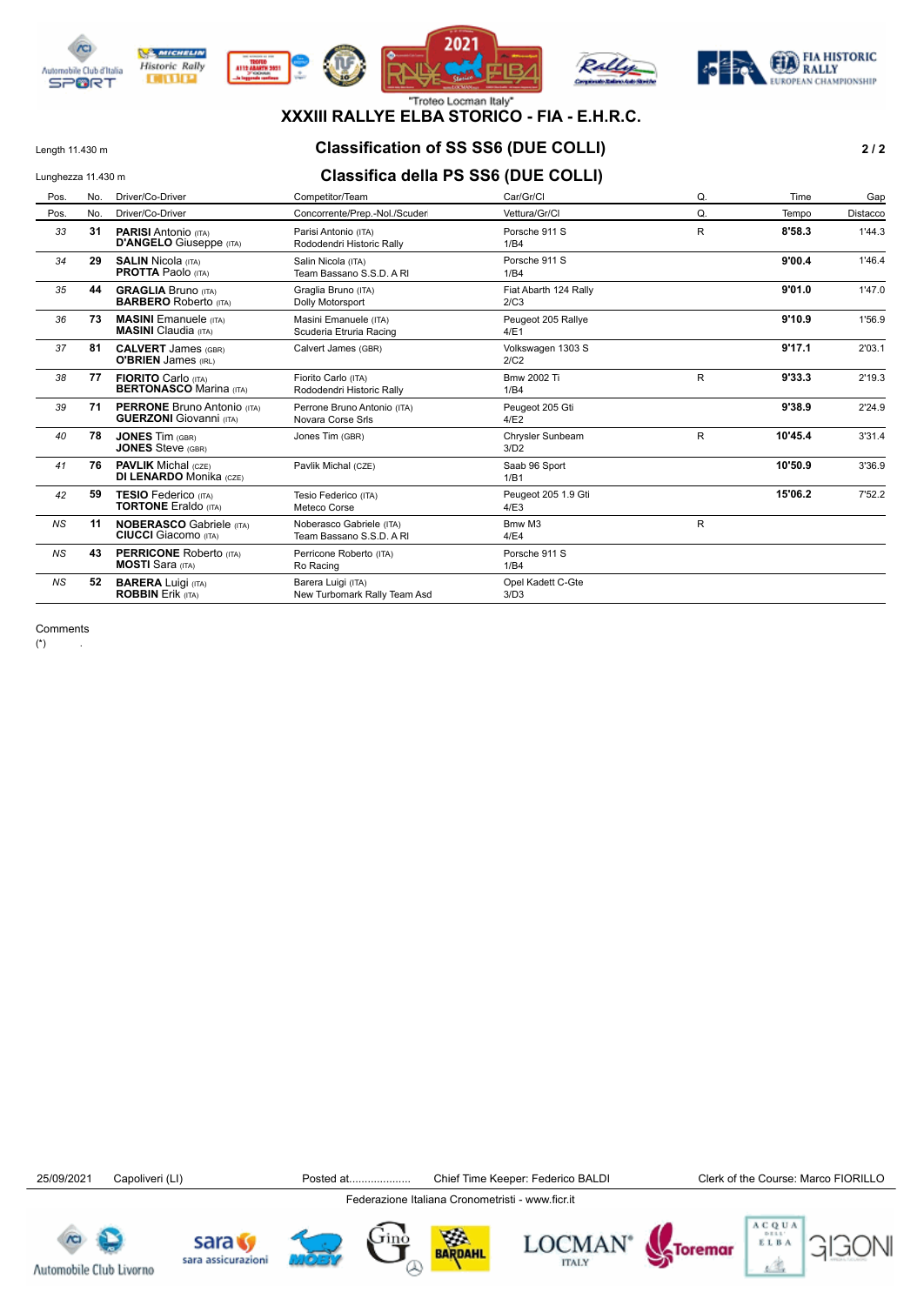"Troteo Locman Italy"

# XXXIII RALLYE ELBA STORICO - FIA - E.H.R.C.

Length 11.430 m

Lunghezza 11.430 m

## Classification of SS SS6 (DUE COLLI)

## Classifica della PS SS6 (DUE COLLI)

| Pos. | No. | Driver/Co-Driver | Competitor/Team | Car/Gr/Cl | Q. | Time | Gap |
|---|---|---|---|---|---|---|---|
| Pos. | No. | Driver/Co-Driver | Concorrente/Prep.-Nol./Scuder | Vettura/Gr/Cl | Q. | Tempo | Distacco |
| 33 | 31 | **PARISI** Antonio (ITA) **D'ANGELO** Giuseppe (ITA) | Parisi Antonio (ITA) Rododendri Historic Rally | Porsche 911 S 1/B4 | R | **8'58.3** | 1'44.3 |
| 34 | 29 | **SALIN** Nicola (ITA) **PROTTA** Paolo (ITA) | Salin Nicola (ITA) Team Bassano S.S.D. A Rl | Porsche 911 S 1/B4 | | **9'00.4** | 1'46.4 |
| 35 | 44 | **GRAGLIA** Bruno (ITA) **BARBERO** Roberto (ITA) | Graglia Bruno (ITA) Dolly Motorsport | Fiat Abarth 124 Rally 2/C3 | | **9'01.0** | 1'47.0 |
| 36 | 73 | **MASINI** Emanuele (ITA) **MASINI** Claudia (ITA) | Masini Emanuele (ITA) Scuderia Etruria Racing | Peugeot 205 Rallye 4/E1 | | **9'10.9** | 1'56.9 |
| 37 | 81 | **CALVERT** James (GBR) **O'BRIEN** James (IRL) | Calvert James (GBR) | Volkswagen 1303 S 2/C2 | | **9'17.1** | 2'03.1 |
| 38 | 77 | **FIORITO** Carlo (ITA) **BERTONASCO** Marina (ITA) | Fiorito Carlo (ITA) Rododendri Historic Rally | Bmw 2002 Ti 1/B4 | R | **9'33.3** | 2'19.3 |
| 39 | 71 | **PERRONE** Bruno Antonio (ITA) **GUERZONI** Giovanni (ITA) | Perrone Bruno Antonio (ITA) Novara Corse Srls | Peugeot 205 Gti 4/E2 | | **9'38.9** | 2'24.9 |
| 40 | 78 | **JONES** Tim (GBR) **JONES** Steve (GBR) | Jones Tim (GBR) | Chrysler Sunbeam 3/D2 | R | **10'45.4** | 3'31.4 |
| 41 | 76 | **PAVLIK** Michal (CZE) **DI LENARDO** Monika (CZE) | Pavlik Michal (CZE) | Saab 96 Sport 1/B1 | | **10'50.9** | 3'36.9 |
| 42 | 59 | **TESIO** Federico (ITA) **TORTONE** Eraldo (ITA) | Tesio Federico (ITA) Meteco Corse | Peugeot 205 1.9 Gti 4/E3 | | **15'06.2** | 7'52.2 |
| NS | 11 | **NOBERASCO** Gabriele (ITA) **CIUCCI** Giacomo (ITA) | Noberasco Gabriele (ITA) Team Bassano S.S.D. A Rl | Bmw M3 4/E4 | R | | |
| NS | 43 | **PERRICONE** Roberto (ITA) **MOSTI** Sara (ITA) | Perricone Roberto (ITA) Ro Racing | Porsche 911 S 1/B4 | | | |
| NS | 52 | **BARERA** Luigi (ITA) **ROBBIN** Erik (ITA) | Barera Luigi (ITA) New Turbomark Rally Team Asd | Opel Kadett C-Gte 3/D3 | | | |

Comments

(*) .

25/09/2021 Capoliveri (LI) Posted at.................... Chief Time Keeper: Federico BALDI Clerk of the Course: Marco FIORILLO

Federazione Italiana Cronometristi - www.ficr.it